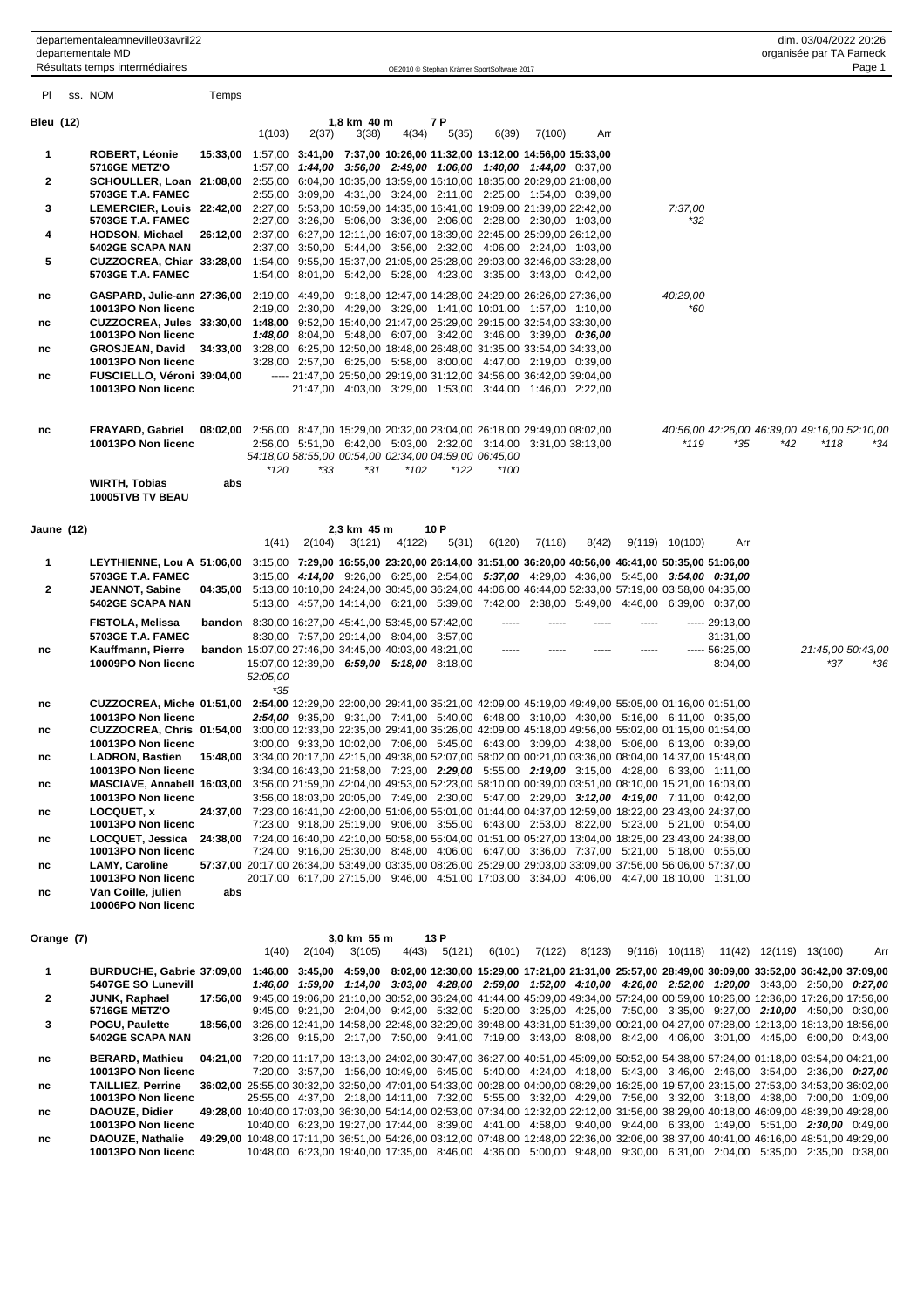departementaleamneville03avril22
departementale MD
Résultats temps intermédiaires

dim. 03/04/2022 20:26
organisée par TA Fameck

OE2010 © Stephan Krämer SportSoftware 2017

## Bleu (12) — 1,8 km 40 m 7 P

| Pl | ss. NOM | Temps | 1(103) | 2(37) | 3(38) | 4(34) | 5(35) | 6(39) | 7(100) | Arr | | | | | |
|---|---|---|---|---|---|---|---|---|---|---|---|---|---|---|---|
| 1 | ROBERT, Léonie | 15:33,00 | 1:57,00 | 3:41,00 | 7:37,00 | 10:26,00 | 11:32,00 | 13:12,00 | 14:56,00 | 15:33,00 | | | | | |
| | 5716GE METZ'O | | 1:57,00 | 1:44,00 | 3:56,00 | 2:49,00 | 1:06,00 | 1:40,00 | 1:44,00 | 0:37,00 | | | | | |
| 2 | SCHOULLER, Loan | 21:08,00 | 2:55,00 | 6:04,00 | 10:35,00 | 13:59,00 | 16:10,00 | 18:35,00 | 20:29,00 | 21:08,00 | | | | | |
| | 5703GE T.A. FAMEC | | 2:55,00 | 3:09,00 | 4:31,00 | 3:24,00 | 2:11,00 | 2:25,00 | 1:54,00 | 0:39,00 | | | | | |
| 3 | LEMERCIER, Louis | 22:42,00 | 2:27,00 | 5:53,00 | 10:59,00 | 14:35,00 | 16:41,00 | 19:09,00 | 21:39,00 | 22:42,00 | 7:37,00 | | | | |
| | 5703GE T.A. FAMEC | | 2:27,00 | 3:26,00 | 5:06,00 | 3:36,00 | 2:06,00 | 2:28,00 | 2:30,00 | 1:03,00 | *32 | | | | |
| 4 | HODSON, Michael | 26:12,00 | 2:37,00 | 6:27,00 | 12:11,00 | 16:07,00 | 18:39,00 | 22:45,00 | 25:09,00 | 26:12,00 | | | | | |
| | 5402GE SCAPA NAN | | 2:37,00 | 3:50,00 | 5:44,00 | 3:56,00 | 2:32,00 | 4:06,00 | 2:24,00 | 1:03,00 | | | | | |
| 5 | CUZZOCREA, Chiar | 33:28,00 | 1:54,00 | 9:55,00 | 15:37,00 | 21:05,00 | 25:28,00 | 29:03,00 | 32:46,00 | 33:28,00 | | | | | |
| | 5703GE T.A. FAMEC | | 1:54,00 | 8:01,00 | 5:42,00 | 5:28,00 | 4:23,00 | 3:35,00 | 3:43,00 | 0:42,00 | | | | | |
| nc | GASPARD, Julie-ann | 27:36,00 | 2:19,00 | 4:49,00 | 9:18,00 | 12:47,00 | 14:28,00 | 24:29,00 | 26:26,00 | 27:36,00 | 40:29,00 | | | | |
| | 10013PO Non licenc | | 2:19,00 | 2:30,00 | 4:29,00 | 3:29,00 | 1:41,00 | 10:01,00 | 1:57,00 | 1:10,00 | *60 | | | | |
| nc | CUZZOCREA, Jules | 33:30,00 | 1:48,00 | 9:52,00 | 15:40,00 | 21:47,00 | 25:29,00 | 29:15,00 | 32:54,00 | 33:30,00 | | | | | |
| | 10013PO Non licenc | | 1:48,00 | 8:04,00 | 5:48,00 | 6:07,00 | 3:42,00 | 3:46,00 | 3:39,00 | 0:36,00 | | | | | |
| nc | GROSJEAN, David | 34:33,00 | 3:28,00 | 6:25,00 | 12:50,00 | 18:48,00 | 26:48,00 | 31:35,00 | 33:54,00 | 34:33,00 | | | | | |
| | 10013PO Non licenc | | 3:28,00 | 2:57,00 | 6:25,00 | 5:58,00 | 8:00,00 | 4:47,00 | 2:19,00 | 0:39,00 | | | | | |
| nc | FUSCIELLO, Véroni | 39:04,00 | ----- | 21:47,00 | 25:50,00 | 29:19,00 | 31:12,00 | 34:56,00 | 36:42,00 | 39:04,00 | | | | | |
| | 10013PO Non licenc | | | 21:47,00 | 4:03,00 | 3:29,00 | 1:53,00 | 3:44,00 | 1:46,00 | 2:22,00 | | | | | |
| nc | FRAYARD, Gabriel | 08:02,00 | 2:56,00 | 8:47,00 | 15:29,00 | 20:32,00 | 23:04,00 | 26:18,00 | 29:49,00 | 08:02,00 | 40:56,00 | 42:26,00 | 46:39,00 | 49:16,00 | 52:10,00 |
| | 10013PO Non licenc | | 2:56,00 | 5:51,00 | 6:42,00 | 5:03,00 | 2:32,00 | 3:14,00 | 3:31,00 | 38:13,00 | *119 | *35 | *42 | *118 | *34 |
| | | | 54:18,00 | 58:55,00 | 00:54,00 | 02:34,00 | 04:59,00 | 06:45,00 | | | | | | | |
| | | | *120 | *33 | *31 | *102 | *122 | *100 | | | | | | | |
| | WIRTH, Tobias | abs | | | | | | | | | | | | | |
| | 10005TVB TV BEAU | | | | | | | | | | | | | | |

## Jaune (12) — 2,3 km 45 m 10 P

| Pl | ss. NOM | Temps | 1(41) | 2(104) | 3(121) | 4(122) | 5(31) | 6(120) | 7(118) | 8(42) | 9(119) | 10(100) | Arr | | |
|---|---|---|---|---|---|---|---|---|---|---|---|---|---|---|---|
| 1 | LEYTHIENNE, Lou A | 51:06,00 | 3:15,00 | 7:29,00 | 16:55,00 | 23:20,00 | 26:14,00 | 31:51,00 | 36:20,00 | 40:56,00 | 46:41,00 | 50:35,00 | 51:06,00 | | |
| | 5703GE T.A. FAMEC | | 3:15,00 | 4:14,00 | 9:26,00 | 6:25,00 | 2:54,00 | 5:37,00 | 4:29,00 | 4:36,00 | 5:45,00 | 3:54,00 | 0:31,00 | | |
| 2 | JEANNOT, Sabine | 04:35,00 | 5:13,00 | 10:10,00 | 24:24,00 | 30:45,00 | 36:24,00 | 44:06,00 | 46:44,00 | 52:33,00 | 57:19,00 | 03:58,00 | 04:35,00 | | |
| | 5402GE SCAPA NAN | | 5:13,00 | 4:57,00 | 14:14,00 | 6:21,00 | 5:39,00 | 7:42,00 | 2:38,00 | 5:49,00 | 4:46,00 | 6:39,00 | 0:37,00 | | |
| | FISTOLA, Melissa | bandon | 8:30,00 | 16:27,00 | 45:41,00 | 53:45,00 | 57:42,00 | ----- | ----- | ----- | ----- | ----- | 29:13,00 | | |
| | 5703GE T.A. FAMEC | | 8:30,00 | 7:57,00 | 29:14,00 | 8:04,00 | 3:57,00 | | | | | | 31:31,00 | | |
| nc | Kauffmann, Pierre | bandon | 15:07,00 | 27:46,00 | 34:45,00 | 40:03,00 | 48:21,00 | ----- | ----- | ----- | ----- | ----- | 56:25,00 | 21:45,00 | 50:43,00 |
| | 10009PO Non licenc | | 15:07,00 | 12:39,00 | 6:59,00 | 5:18,00 | 8:18,00 | | | | | | 8:04,00 | *37 | *36 |
| | | | 52:05,00 | | | | | | | | | | | | |
| | | | *35 | | | | | | | | | | | | |
| nc | CUZZOCREA, Miche | 01:51,00 | 2:54,00 | 12:29,00 | 22:00,00 | 29:41,00 | 35:21,00 | 42:09,00 | 45:19,00 | 49:49,00 | 55:05,00 | 01:16,00 | 01:51,00 | | |
| | 10013PO Non licenc | | 2:54,00 | 9:35,00 | 9:31,00 | 7:41,00 | 5:40,00 | 6:48,00 | 3:10,00 | 4:30,00 | 5:16,00 | 6:11,00 | 0:35,00 | | |
| nc | CUZZOCREA, Chris | 01:54,00 | 3:00,00 | 12:33,00 | 22:35,00 | 29:41,00 | 35:26,00 | 42:09,00 | 45:18,00 | 49:56,00 | 55:02,00 | 01:15,00 | 01:54,00 | | |
| | 10013PO Non licenc | | 3:00,00 | 9:33,00 | 10:02,00 | 7:06,00 | 5:45,00 | 6:43,00 | 3:09,00 | 4:38,00 | 5:06,00 | 6:13,00 | 0:39,00 | | |
| nc | LADRON, Bastien | 15:48,00 | 3:34,00 | 20:17,00 | 42:15,00 | 49:38,00 | 52:07,00 | 58:02,00 | 00:21,00 | 03:36,00 | 08:04,00 | 14:37,00 | 15:48,00 | | |
| | 10013PO Non licenc | | 3:34,00 | 16:43,00 | 21:58,00 | 7:23,00 | 2:29,00 | 5:55,00 | 2:19,00 | 3:15,00 | 4:28,00 | 6:33,00 | 1:11,00 | | |
| nc | MASCIAVE, Annabell | 16:03,00 | 3:56,00 | 21:59,00 | 42:04,00 | 49:53,00 | 52:23,00 | 58:10,00 | 00:39,00 | 03:51,00 | 08:10,00 | 15:21,00 | 16:03,00 | | |
| | 10013PO Non licenc | | 3:56,00 | 18:03,00 | 20:05,00 | 7:49,00 | 2:30,00 | 5:47,00 | 2:29,00 | 3:12,00 | 4:19,00 | 7:11,00 | 0:42,00 | | |
| nc | LOCQUET, x | 24:37,00 | 7:23,00 | 16:41,00 | 42:00,00 | 51:06,00 | 55:01,00 | 01:44,00 | 04:37,00 | 12:59,00 | 18:22,00 | 23:43,00 | 24:37,00 | | |
| | 10013PO Non licenc | | 7:23,00 | 9:18,00 | 25:19,00 | 9:06,00 | 3:55,00 | 6:43,00 | 2:53,00 | 8:22,00 | 5:23,00 | 5:21,00 | 0:54,00 | | |
| nc | LOCQUET, Jessica | 24:38,00 | 7:24,00 | 16:40,00 | 42:10,00 | 50:58,00 | 55:04,00 | 01:51,00 | 05:27,00 | 13:04,00 | 18:25,00 | 23:43,00 | 24:38,00 | | |
| | 10013PO Non licenc | | 7:24,00 | 9:16,00 | 25:30,00 | 8:48,00 | 4:06,00 | 6:47,00 | 3:36,00 | 7:37,00 | 5:21,00 | 5:18,00 | 0:55,00 | | |
| nc | LAMY, Caroline | 57:37,00 | 20:17,00 | 26:34,00 | 53:49,00 | 03:35,00 | 08:26,00 | 25:29,00 | 29:03,00 | 33:09,00 | 37:56,00 | 56:06,00 | 57:37,00 | | |
| | 10013PO Non licenc | | 20:17,00 | 6:17,00 | 27:15,00 | 9:46,00 | 4:51,00 | 17:03,00 | 3:34,00 | 4:06,00 | 4:47,00 | 18:10,00 | 1:31,00 | | |
| nc | Van Coille, julien | abs | | | | | | | | | | | | | |
| | 10006PO Non licenc | | | | | | | | | | | | | | |

## Orange (7) — 3,0 km 55 m 13 P

| Pl | ss. NOM | Temps | 1(40) | 2(104) | 3(105) | 4(43) | 5(121) | 6(101) | 7(122) | 8(123) | 9(116) | 10(118) | 11(42) | 12(119) | 13(100) | Arr |
|---|---|---|---|---|---|---|---|---|---|---|---|---|---|---|---|---|
| 1 | BURDUCHE, Gabrie | 37:09,00 | 1:46,00 | 3:45,00 | 4:59,00 | 8:02,00 | 12:30,00 | 15:29,00 | 17:21,00 | 21:31,00 | 25:57,00 | 28:49,00 | 30:09,00 | 33:52,00 | 36:42,00 | 37:09,00 |
| | 5407GE SO Lunevill | | 1:46,00 | 1:59,00 | 1:14,00 | 3:03,00 | 4:28,00 | 2:59,00 | 1:52,00 | 4:10,00 | 4:26,00 | 2:52,00 | 1:20,00 | 3:43,00 | 2:50,00 | 0:27,00 |
| 2 | JUNK, Raphael | 17:56,00 | 9:45,00 | 19:06,00 | 21:10,00 | 30:52,00 | 36:24,00 | 41:44,00 | 45:09,00 | 49:34,00 | 57:24,00 | 00:59,00 | 10:26,00 | 12:36,00 | 17:26,00 | 17:56,00 |
| | 5716GE METZ'O | | 9:45,00 | 9:21,00 | 2:04,00 | 9:42,00 | 5:32,00 | 5:20,00 | 3:25,00 | 4:25,00 | 7:50,00 | 3:35,00 | 9:27,00 | 2:10,00 | 4:50,00 | 0:30,00 |
| 3 | POGU, Paulette | 18:56,00 | 3:26,00 | 12:41,00 | 14:58,00 | 22:48,00 | 32:29,00 | 39:48,00 | 43:31,00 | 51:39,00 | 00:21,00 | 04:27,00 | 07:28,00 | 12:13,00 | 18:13,00 | 18:56,00 |
| | 5402GE SCAPA NAN | | 3:26,00 | 9:15,00 | 2:17,00 | 7:50,00 | 9:41,00 | 7:19,00 | 3:43,00 | 8:08,00 | 8:42,00 | 4:06,00 | 3:01,00 | 4:45,00 | 6:00,00 | 0:43,00 |
| nc | BERARD, Mathieu | 04:21,00 | 7:20,00 | 11:17,00 | 13:13,00 | 24:02,00 | 30:47,00 | 36:27,00 | 40:51,00 | 45:09,00 | 50:52,00 | 54:38,00 | 57:24,00 | 01:18,00 | 03:54,00 | 04:21,00 |
| | 10013PO Non licenc | | 7:20,00 | 3:57,00 | 1:56,00 | 10:49,00 | 6:45,00 | 5:40,00 | 4:24,00 | 4:18,00 | 5:43,00 | 3:46,00 | 2:46,00 | 3:54,00 | 2:36,00 | 0:27,00 |
| nc | TAILLIEZ, Perrine | 36:02,00 | 25:55,00 | 30:32,00 | 32:50,00 | 47:01,00 | 54:33,00 | 00:28,00 | 04:00,00 | 08:29,00 | 16:25,00 | 19:57,00 | 23:15,00 | 27:53,00 | 34:53,00 | 36:02,00 |
| | 10013PO Non licenc | | 25:55,00 | 4:37,00 | 2:18,00 | 14:11,00 | 7:32,00 | 5:55,00 | 3:32,00 | 4:29,00 | 7:56,00 | 3:32,00 | 3:18,00 | 4:38,00 | 7:00,00 | 1:09,00 |
| nc | DAOUZE, Didier | 49:28,00 | 10:40,00 | 17:03,00 | 36:30,00 | 54:14,00 | 02:53,00 | 07:34,00 | 12:32,00 | 22:12,00 | 31:56,00 | 38:29,00 | 40:18,00 | 46:09,00 | 48:39,00 | 49:28,00 |
| | 10013PO Non licenc | | 10:40,00 | 6:23,00 | 19:27,00 | 17:44,00 | 8:39,00 | 4:41,00 | 4:58,00 | 9:40,00 | 9:44,00 | 6:33,00 | 1:49,00 | 5:51,00 | 2:30,00 | 0:49,00 |
| nc | DAOUZE, Nathalie | 49:29,00 | 10:48,00 | 17:11,00 | 36:51,00 | 54:26,00 | 03:12,00 | 07:48,00 | 12:48,00 | 22:36,00 | 32:06,00 | 38:37,00 | 40:41,00 | 46:16,00 | 48:51,00 | 49:29,00 |
| | 10013PO Non licenc | | 10:48,00 | 6:23,00 | 19:40,00 | 17:35,00 | 8:46,00 | 4:36,00 | 5:00,00 | 9:48,00 | 9:30,00 | 6:31,00 | 2:04,00 | 5:35,00 | 2:35,00 | 0:38,00 |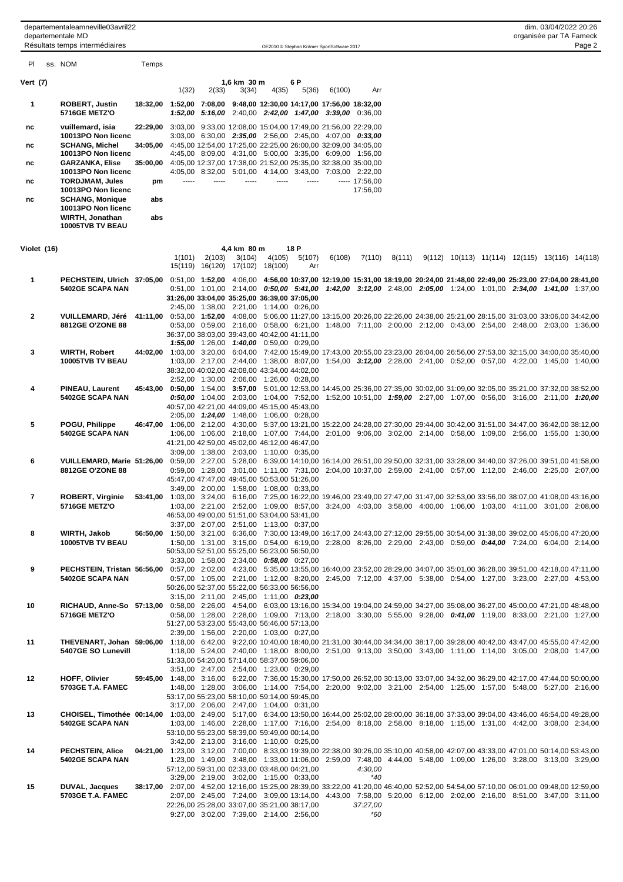departementaleamneville03avril22
departementale MD
Résultats temps intermédiaires

dim. 03/04/2022 20:26
organisée par TA Fameck

OE2010 © Stephan Krämer SportSoftware 2017

| Pl | ss. NOM | Temps | | | | | | | |
|---|---|---|---|---|---|---|---|---|---|

## Vert (7)

1,6 km 30 m 6 P

| Pl | NOM | Temps | 1(32) | 2(33) | 3(34) | 4(35) | 5(36) | 6(100) | Arr |
|---|---|---|---|---|---|---|---|---|---|
| 1 | **ROBERT, Justin** | **18:32,00** | **1:52,00** | **7:08,00** | 9:48,00 | **12:30,00** | **14:17,00** | **17:56,00** | **18:32,00** |
| | **5716GE METZ'O** | | ***1:52,00*** | ***5:16,00*** | 2:40,00 | ***2:42,00*** | ***1:47,00*** | ***3:39,00*** | 0:36,00 |
| nc | **vuillemard, isia** | **22:29,00** | 3:03,00 | 9:33,00 | 12:08,00 | 15:04,00 | 17:49,00 | 21:56,00 | 22:29,00 |
| | **10013PO Non licenc** | | 3:03,00 | 6:30,00 | ***2:35,00*** | 2:56,00 | 2:45,00 | 4:07,00 | ***0:33,00*** |
| nc | **SCHANG, Michel** | **34:05,00** | 4:45,00 | 12:54,00 | 17:25,00 | 22:25,00 | 26:00,00 | 32:09,00 | 34:05,00 |
| | **10013PO Non licenc** | | 4:45,00 | 8:09,00 | 4:31,00 | 5:00,00 | 3:35,00 | 6:09,00 | 1:56,00 |
| nc | **GARZANKA, Elise** | **35:00,00** | 4:05,00 | 12:37,00 | 17:38,00 | 21:52,00 | 25:35,00 | 32:38,00 | 35:00,00 |
| | **10013PO Non licenc** | | 4:05,00 | 8:32,00 | 5:01,00 | 4:14,00 | 3:43,00 | 7:03,00 | 2:22,00 |
| nc | **TORDJMAM, Jules** | **pm** | ----- | ----- | ----- | ----- | ----- | ----- | 17:56,00 |
| | **10013PO Non licenc** | | | | | | | | 17:56,00 |
| nc | **SCHANG, Monique** | **abs** | | | | | | | |
| | **10013PO Non licenc** | | | | | | | | |
| | **WIRTH, Jonathan** | **abs** | | | | | | | |
| | **10005TVB TV BEAU** | | | | | | | | |

## Violet (16)

4,4 km 80 m 18 P

| Pl | NOM | Temps | 1(101) / 15(119) | 2(103) / 16(120) | 3(104) / 17(102) | 4(105) / 18(100) | 5(107) / Arr | 6(108) | 7(110) | 8(111) | 9(112) | 10(113) | 11(114) | 12(115) | 13(116) | 14(118) |
|---|---|---|---|---|---|---|---|---|---|---|---|---|---|---|---|---|
| 1 | **PECHSTEIN, Ulrich** | **37:05,00** | 0:51,00 | **1:52,00** | 4:06,00 | **4:56,00** | **10:37,00** | **12:19,00** | **15:31,00** | **18:19,00** | **20:24,00** | **21:48,00** | **22:49,00** | **25:23,00** | **27:04,00** | **28:41,00** |
| | **5402GE SCAPA NAN** | | 0:51,00 | 1:01,00 | 2:14,00 | ***0:50,00*** | ***5:41,00*** | ***1:42,00*** | ***3:12,00*** | 2:48,00 | ***2:05,00*** | 1:24,00 | 1:01,00 | ***2:34,00*** | ***1:41,00*** | 1:37,00 |
| | | | **31:26,00** | **33:04,00** | **35:25,00** | **36:39,00** | **37:05,00** | | | | | | | | | |
| | | | 2:45,00 | 1:38,00 | 2:21,00 | 1:14,00 | 0:26,00 | | | | | | | | | |
| 2 | **VUILLEMARD, Jéré** | **41:11,00** | 0:53,00 | **1:52,00** | 4:08,00 | 5:06,00 | 11:27,00 | 13:15,00 | 20:26,00 | 22:26,00 | 24:38,00 | 25:21,00 | 28:15,00 | 31:03,00 | 33:06,00 | 34:42,00 |
| | **8812GE O'ZONE 88** | | 0:53,00 | 0:59,00 | 2:16,00 | 0:58,00 | 6:21,00 | 1:48,00 | 7:11,00 | 2:00,00 | 2:12,00 | 0:43,00 | 2:54,00 | 2:48,00 | 2:03,00 | 1:36,00 |
| | | | 36:37,00 | 38:03,00 | 39:43,00 | 40:42,00 | 41:11,00 | | | | | | | | | |
| | | | ***1:55,00*** | 1:26,00 | ***1:40,00*** | 0:59,00 | 0:29,00 | | | | | | | | | |
| 3 | **WIRTH, Robert** | **44:02,00** | 1:03,00 | 3:20,00 | 6:04,00 | 7:42,00 | 15:49,00 | 17:43,00 | 20:55,00 | 23:23,00 | 26:04,00 | 26:56,00 | 27:53,00 | 32:15,00 | 34:00,00 | 35:40,00 |
| | **10005TVB TV BEAU** | | 1:03,00 | 2:17,00 | 2:44,00 | 1:38,00 | 8:07,00 | 1:54,00 | ***3:12,00*** | 2:28,00 | 2:41,00 | 0:52,00 | 0:57,00 | 4:22,00 | 1:45,00 | 1:40,00 |
| | | | 38:32,00 | 40:02,00 | 42:08,00 | 43:34,00 | 44:02,00 | | | | | | | | | |
| | | | 2:52,00 | 1:30,00 | 2:06,00 | 1:26,00 | 0:28,00 | | | | | | | | | |
| 4 | **PINEAU, Laurent** | **45:43,00** | **0:50,00** | 1:54,00 | **3:57,00** | 5:01,00 | 12:53,00 | 14:45,00 | 25:36,00 | 27:35,00 | 30:02,00 | 31:09,00 | 32:05,00 | 35:21,00 | 37:32,00 | 38:52,00 |
| | **5402GE SCAPA NAN** | | ***0:50,00*** | 1:04,00 | 2:03,00 | 1:04,00 | 7:52,00 | 1:52,00 | 10:51,00 | ***1:59,00*** | 2:27,00 | 1:07,00 | 0:56,00 | 3:16,00 | 2:11,00 | ***1:20,00*** |
| | | | 40:57,00 | 42:21,00 | 44:09,00 | 45:15,00 | 45:43,00 | | | | | | | | | |
| | | | 2:05,00 | ***1:24,00*** | 1:48,00 | 1:06,00 | 0:28,00 | | | | | | | | | |
| 5 | **POGU, Philippe** | **46:47,00** | 1:06,00 | 2:12,00 | 4:30,00 | 5:37,00 | 13:21,00 | 15:22,00 | 24:28,00 | 27:30,00 | 29:44,00 | 30:42,00 | 31:51,00 | 34:47,00 | 36:42,00 | 38:12,00 |
| | **5402GE SCAPA NAN** | | 1:06,00 | 1:06,00 | 2:18,00 | 1:07,00 | 7:44,00 | 2:01,00 | 9:06,00 | 3:02,00 | 2:14,00 | 0:58,00 | 1:09,00 | 2:56,00 | 1:55,00 | 1:30,00 |
| | | | 41:21,00 | 42:59,00 | 45:02,00 | 46:12,00 | 46:47,00 | | | | | | | | | |
| | | | 3:09,00 | 1:38,00 | 2:03,00 | 1:10,00 | 0:35,00 | | | | | | | | | |
| 6 | **VUILLEMARD, Marie** | **51:26,00** | 0:59,00 | 2:27,00 | 5:28,00 | 6:39,00 | 14:10,00 | 16:14,00 | 26:51,00 | 29:50,00 | 32:31,00 | 33:28,00 | 34:40,00 | 37:26,00 | 39:51,00 | 41:58,00 |
| | **8812GE O'ZONE 88** | | 0:59,00 | 1:28,00 | 3:01,00 | 1:11,00 | 7:31,00 | 2:04,00 | 10:37,00 | 2:59,00 | 2:41,00 | 0:57,00 | 1:12,00 | 2:46,00 | 2:25,00 | 2:07,00 |
| | | | 45:47,00 | 47:47,00 | 49:45,00 | 50:53,00 | 51:26,00 | | | | | | | | | |
| | | | 3:49,00 | 2:00,00 | 1:58,00 | 1:08,00 | 0:33,00 | | | | | | | | | |
| 7 | **ROBERT, Virginie** | **53:41,00** | 1:03,00 | 3:24,00 | 6:16,00 | 7:25,00 | 16:22,00 | 19:46,00 | 23:49,00 | 27:47,00 | 31:47,00 | 32:53,00 | 33:56,00 | 38:07,00 | 41:08,00 | 43:16,00 |
| | **5716GE METZ'O** | | 1:03,00 | 2:21,00 | 2:52,00 | 1:09,00 | 8:57,00 | 3:24,00 | 4:03,00 | 3:58,00 | 4:00,00 | 1:06,00 | 1:03,00 | 4:11,00 | 3:01,00 | 2:08,00 |
| | | | 46:53,00 | 49:00,00 | 51:51,00 | 53:04,00 | 53:41,00 | | | | | | | | | |
| | | | 3:37,00 | 2:07,00 | 2:51,00 | 1:13,00 | 0:37,00 | | | | | | | | | |
| 8 | **WIRTH, Jakob** | **56:50,00** | 1:50,00 | 3:21,00 | 6:36,00 | 7:30,00 | 13:49,00 | 16:17,00 | 24:43,00 | 27:12,00 | 29:55,00 | 30:54,00 | 31:38,00 | 39:02,00 | 45:06,00 | 47:20,00 |
| | **10005TVB TV BEAU** | | 1:50,00 | 1:31,00 | 3:15,00 | 0:54,00 | 6:19,00 | 2:28,00 | 8:26,00 | 2:29,00 | 2:43,00 | 0:59,00 | ***0:44,00*** | 7:24,00 | 6:04,00 | 2:14,00 |
| | | | 50:53,00 | 52:51,00 | 55:25,00 | 56:23,00 | 56:50,00 | | | | | | | | | |
| | | | 3:33,00 | 1:58,00 | 2:34,00 | ***0:58,00*** | 0:27,00 | | | | | | | | | |
| 9 | **PECHSTEIN, Tristan** | **56:56,00** | 0:57,00 | 2:02,00 | 4:23,00 | 5:35,00 | 13:55,00 | 16:40,00 | 23:52,00 | 28:29,00 | 34:07,00 | 35:01,00 | 36:28,00 | 39:51,00 | 42:18,00 | 47:11,00 |
| | **5402GE SCAPA NAN** | | 0:57,00 | 1:05,00 | 2:21,00 | 1:12,00 | 8:20,00 | 2:45,00 | 7:12,00 | 4:37,00 | 5:38,00 | 0:54,00 | 1:27,00 | 3:23,00 | 2:27,00 | 4:53,00 |
| | | | 50:26,00 | 52:37,00 | 55:22,00 | 56:33,00 | 56:56,00 | | | | | | | | | |
| | | | 3:15,00 | 2:11,00 | 2:45,00 | 1:11,00 | ***0:23,00*** | | | | | | | | | |
| 10 | **RICHAUD, Anne-So** | **57:13,00** | 0:58,00 | 2:26,00 | 4:54,00 | 6:03,00 | 13:16,00 | 15:34,00 | 19:04,00 | 24:59,00 | 34:27,00 | 35:08,00 | 36:27,00 | 45:00,00 | 47:21,00 | 48:48,00 |
| | **5716GE METZ'O** | | 0:58,00 | 1:28,00 | 2:28,00 | 1:09,00 | 7:13,00 | 2:18,00 | 3:30,00 | 5:55,00 | 9:28,00 | ***0:41,00*** | 1:19,00 | 8:33,00 | 2:21,00 | 1:27,00 |
| | | | 51:27,00 | 53:23,00 | 55:43,00 | 56:46,00 | 57:13,00 | | | | | | | | | |
| | | | 2:39,00 | 1:56,00 | 2:20,00 | 1:03,00 | 0:27,00 | | | | | | | | | |
| 11 | **THEVENART, Johan** | **59:06,00** | 1:18,00 | 6:42,00 | 9:22,00 | 10:40,00 | 18:40,00 | 21:31,00 | 30:44,00 | 34:34,00 | 38:17,00 | 39:28,00 | 40:42,00 | 43:47,00 | 45:55,00 | 47:42,00 |
| | **5407GE SO Lunevill** | | 1:18,00 | 5:24,00 | 2:40,00 | 1:18,00 | 8:00,00 | 2:51,00 | 9:13,00 | 3:50,00 | 3:43,00 | 1:11,00 | 1:14,00 | 3:05,00 | 2:08,00 | 1:47,00 |
| | | | 51:33,00 | 54:20,00 | 57:14,00 | 58:37,00 | 59:06,00 | | | | | | | | | |
| | | | 3:51,00 | 2:47,00 | 2:54,00 | 1:23,00 | 0:29,00 | | | | | | | | | |
| 12 | **HOFF, Olivier** | **59:45,00** | 1:48,00 | 3:16,00 | 6:22,00 | 7:36,00 | 15:30,00 | 17:50,00 | 26:52,00 | 30:13,00 | 33:07,00 | 34:32,00 | 36:29,00 | 42:17,00 | 47:44,00 | 50:00,00 |
| | **5703GE T.A. FAMEC** | | 1:48,00 | 1:28,00 | 3:06,00 | 1:14,00 | 7:54,00 | 2:20,00 | 9:02,00 | 3:21,00 | 2:54,00 | 1:25,00 | 1:57,00 | 5:48,00 | 5:27,00 | 2:16,00 |
| | | | 53:17,00 | 55:23,00 | 58:10,00 | 59:14,00 | 59:45,00 | | | | | | | | | |
| | | | 3:17,00 | 2:06,00 | 2:47,00 | 1:04,00 | 0:31,00 | | | | | | | | | |
| 13 | **CHOISEL, Timothée** | **00:14,00** | 1:03,00 | 2:49,00 | 5:17,00 | 6:34,00 | 13:50,00 | 16:44,00 | 25:02,00 | 28:00,00 | 36:18,00 | 37:33,00 | 39:04,00 | 43:46,00 | 46:54,00 | 49:28,00 |
| | **5402GE SCAPA NAN** | | 1:03,00 | 1:46,00 | 2:28,00 | 1:17,00 | 7:16,00 | 2:54,00 | 8:18,00 | 2:58,00 | 8:18,00 | 1:15,00 | 1:31,00 | 4:42,00 | 3:08,00 | 2:34,00 |
| | | | 53:10,00 | 55:23,00 | 58:39,00 | 59:49,00 | 00:14,00 | | | | | | | | | |
| | | | 3:42,00 | 2:13,00 | 3:16,00 | 1:10,00 | 0:25,00 | | | | | | | | | |
| 14 | **PECHSTEIN, Alice** | **04:21,00** | 1:23,00 | 3:12,00 | 7:00,00 | 8:33,00 | 19:39,00 | 22:38,00 | 30:26,00 | 35:10,00 | 40:58,00 | 42:07,00 | 43:33,00 | 47:01,00 | 50:14,00 | 53:43,00 |
| | **5402GE SCAPA NAN** | | 1:23,00 | 1:49,00 | 3:48,00 | 1:33,00 | 11:06,00 | 2:59,00 | 7:48,00 | 4:44,00 | 5:48,00 | 1:09,00 | 1:26,00 | 3:28,00 | 3:13,00 | 3:29,00 |
| | | | 57:12,00 | 59:31,00 | 02:33,00 | 03:48,00 | 04:21,00 | | *4:30,00* | | | | | | | |
| | | | 3:29,00 | 2:19,00 | 3:02,00 | 1:15,00 | 0:33,00 | | *\*40* | | | | | | | |
| 15 | **DUVAL, Jacques** | **38:17,00** | 2:07,00 | 4:52,00 | 12:16,00 | 15:25,00 | 28:39,00 | 33:22,00 | 41:20,00 | 46:40,00 | 52:52,00 | 54:54,00 | 57:10,00 | 06:01,00 | 09:48,00 | 12:59,00 |
| | **5703GE T.A. FAMEC** | | 2:07,00 | 2:45,00 | 7:24,00 | 3:09,00 | 13:14,00 | 4:43,00 | 7:58,00 | 5:20,00 | 6:12,00 | 2:02,00 | 2:16,00 | 8:51,00 | 3:47,00 | 3:11,00 |
| | | | 22:26,00 | 25:28,00 | 33:07,00 | 35:21,00 | 38:17,00 | | *37:27,00* | | | | | | | |
| | | | 9:27,00 | 3:02,00 | 7:39,00 | 2:14,00 | 2:56,00 | | *\*60* | | | | | | | |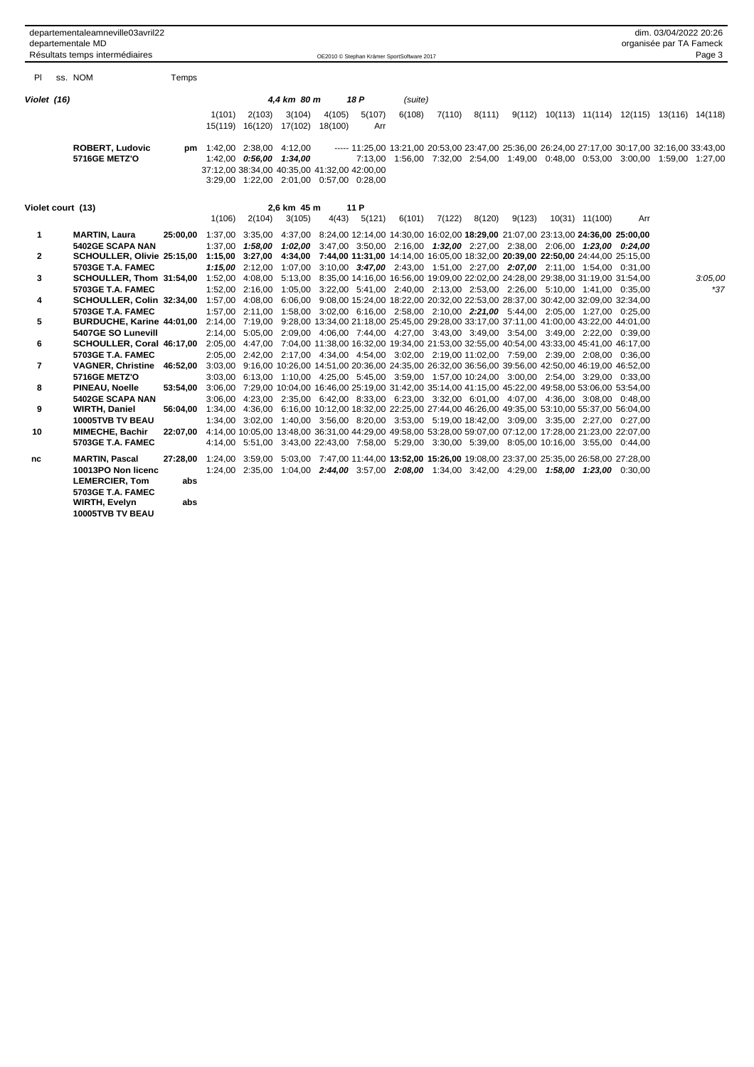| Pl | ss. NOM | Temps | | | | | | | | | | | | | | |
|---|---|---|---|---|---|---|---|---|---|---|---|---|---|---|---|---|
| ***Violet (16)*** | | | | | ***4,4 km 80 m*** | | ***18 P*** | *(suite)* | | | | | | | | |
| | | | 1(101) 15(119) | 2(103) 16(120) | 3(104) 17(102) | 4(105) 18(100) | 5(107) Arr | 6(108) | 7(110) | 8(111) | 9(112) | 10(113) | 11(114) | 12(115) | 13(116) | 14(118) |
| | **ROBERT, Ludovic** **5716GE METZ'O** | **pm** | 1:42,00 1:42,00 37:12,00 3:29,00 | 2:38,00 ***0:56,00*** 38:34,00 1:22,00 | 4:12,00 ***1:34,00*** 40:35,00 2:01,00 | ----- 41:32,00 0:57,00 | 11:25,00 7:13,00 42:00,00 0:28,00 | 13:21,00 1:56,00 | 20:53,00 7:32,00 | 23:47,00 2:54,00 | 25:36,00 1:49,00 | 26:24,00 0:48,00 | 27:17,00 0:53,00 | 30:17,00 3:00,00 | 32:16,00 1:59,00 | 33:43,00 1:27,00 |

| Pl | NOM | Temps | 1(106) | 2(104) | 3(105) | 4(43) | 5(121) | 6(101) | 7(122) | 8(120) | 9(123) | 10(31) | 11(100) | Arr | |
|---|---|---|---|---|---|---|---|---|---|---|---|---|---|---|---|
| **Violet court (13)** | | | | | **2,6 km 45 m** | | **11 P** | | | | | | | | |
| **1** | **MARTIN, Laura** **5402GE SCAPA NAN** | **25:00,00** | 1:37,00 1:37,00 | 3:35,00 ***1:58,00*** | 4:37,00 ***1:02,00*** | 8:24,00 3:47,00 | 12:14,00 3:50,00 | 14:30,00 2:16,00 | 16:02,00 ***1:32,00*** | **18:29,00** 2:27,00 | 21:07,00 2:38,00 | 23:13,00 2:06,00 | **24:36,00** ***1:23,00*** | **25:00,00** ***0:24,00*** | |
| **2** | **SCHOULLER, Olivie** **5703GE T.A. FAMEC** | **25:15,00** | **1:15,00** ***1:15,00*** | **3:27,00** 2:12,00 | **4:34,00** 1:07,00 | **7:44,00** 3:10,00 | **11:31,00** ***3:47,00*** | 14:14,00 2:43,00 | 16:05,00 1:51,00 | 18:32,00 2:27,00 | **20:39,00** ***2:07,00*** | **22:50,00** 2:11,00 | 24:44,00 1:54,00 | 25:15,00 0:31,00 | |
| **3** | **SCHOULLER, Thom** **5703GE T.A. FAMEC** | **31:54,00** | 1:52,00 1:52,00 | 4:08,00 2:16,00 | 5:13,00 1:05,00 | 8:35,00 3:22,00 | 14:16,00 5:41,00 | 16:56,00 2:40,00 | 19:09,00 2:13,00 | 22:02,00 2:53,00 | 24:28,00 2:26,00 | 29:38,00 5:10,00 | 31:19,00 1:41,00 | 31:54,00 0:35,00 | *3:05,00* *\*37* |
| **4** | **SCHOULLER, Colin** **5703GE T.A. FAMEC** | **32:34,00** | 1:57,00 1:57,00 | 4:08,00 2:11,00 | 6:06,00 1:58,00 | 9:08,00 3:02,00 | 15:24,00 6:16,00 | 18:22,00 2:58,00 | 20:32,00 2:10,00 | 22:53,00 ***2:21,00*** | 28:37,00 5:44,00 | 30:42,00 2:05,00 | 32:09,00 1:27,00 | 32:34,00 0:25,00 | |
| **5** | **BURDUCHE, Karine** **5407GE SO Lunevill** | **44:01,00** | 2:14,00 2:14,00 | 7:19,00 5:05,00 | 9:28,00 2:09,00 | 13:34,00 4:06,00 | 21:18,00 7:44,00 | 25:45,00 4:27,00 | 29:28,00 3:43,00 | 33:17,00 3:49,00 | 37:11,00 3:54,00 | 41:00,00 3:49,00 | 43:22,00 2:22,00 | 44:01,00 0:39,00 | |
| **6** | **SCHOULLER, Coral** **5703GE T.A. FAMEC** | **46:17,00** | 2:05,00 2:05,00 | 4:47,00 2:42,00 | 7:04,00 2:17,00 | 11:38,00 4:34,00 | 16:32,00 4:54,00 | 19:34,00 3:02,00 | 21:53,00 2:19,00 | 32:55,00 11:02,00 | 40:54,00 7:59,00 | 43:33,00 2:39,00 | 45:41,00 2:08,00 | 46:17,00 0:36,00 | |
| **7** | **VAGNER, Christine** **5716GE METZ'O** | **46:52,00** | 3:03,00 3:03,00 | 9:16,00 6:13,00 | 10:26,00 1:10,00 | 14:51,00 4:25,00 | 20:36,00 5:45,00 | 24:35,00 3:59,00 | 26:32,00 1:57,00 | 36:56,00 10:24,00 | 39:56,00 3:00,00 | 42:50,00 2:54,00 | 46:19,00 3:29,00 | 46:52,00 0:33,00 | |
| **8** | **PINEAU, Noelle** **5402GE SCAPA NAN** | **53:54,00** | 3:06,00 3:06,00 | 7:29,00 4:23,00 | 10:04,00 2:35,00 | 16:46,00 6:42,00 | 25:19,00 8:33,00 | 31:42,00 6:23,00 | 35:14,00 3:32,00 | 41:15,00 6:01,00 | 45:22,00 4:07,00 | 49:58,00 4:36,00 | 53:06,00 3:08,00 | 53:54,00 0:48,00 | |
| **9** | **WIRTH, Daniel** **10005TVB TV BEAU** | **56:04,00** | 1:34,00 1:34,00 | 4:36,00 3:02,00 | 6:16,00 1:40,00 | 10:12,00 3:56,00 | 18:32,00 8:20,00 | 22:25,00 3:53,00 | 27:44,00 5:19,00 | 46:26,00 18:42,00 | 49:35,00 3:09,00 | 53:10,00 3:35,00 | 55:37,00 2:27,00 | 56:04,00 0:27,00 | |
| **10** | **MIMECHE, Bachir** **5703GE T.A. FAMEC** | **22:07,00** | 4:14,00 4:14,00 | 10:05,00 5:51,00 | 13:48,00 3:43,00 | 36:31,00 22:43,00 | 44:29,00 7:58,00 | 49:58,00 5:29,00 | 53:28,00 3:30,00 | 59:07,00 5:39,00 | 07:12,00 8:05,00 | 17:28,00 10:16,00 | 21:23,00 3:55,00 | 22:07,00 0:44,00 | |
| **nc** | **MARTIN, Pascal** **10013PO Non licenc** | **27:28,00** | 1:24,00 1:24,00 | 3:59,00 2:35,00 | 5:03,00 1:04,00 | 7:47,00 ***2:44,00*** | 11:44,00 3:57,00 | **13:52,00** ***2:08,00*** | **15:26,00** 1:34,00 | 19:08,00 3:42,00 | 23:37,00 4:29,00 | 25:35,00 ***1:58,00*** | 26:58,00 ***1:23,00*** | 27:28,00 0:30,00 | |
| | **LEMERCIER, Tom** **5703GE T.A. FAMEC** | **abs** | | | | | | | | | | | | | |
| | **WIRTH, Evelyn** **10005TVB TV BEAU** | **abs** | | | | | | | | | | | | | |